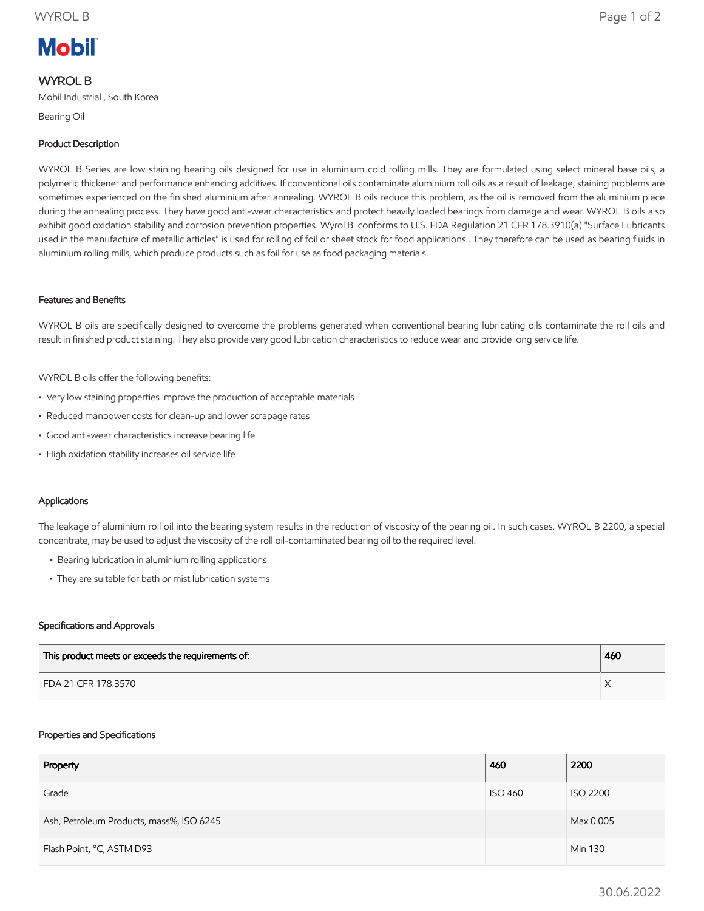Mobil

# WYROL B

Mobil Industrial , South Korea

Bearing Oil

### Product Description

WYROL B Series are low staining bearing oils designed for use in aluminium cold rolling mills. They are formulated using select mineral base oils, a polymeric thickener and performance enhancing additives. If conventional oils contaminate aluminium roll oils as a result of leakage, staining problems are sometimes experienced on the finished aluminium after annealing. WYROL B oils reduce this problem, as the oil is removed from the aluminium piece during the annealing process. They have good anti-wear characteristics and protect heavily loaded bearings from damage and wear. WYROL B oils also exhibit good oxidation stability and corrosion prevention properties. Wyrol B conforms to U.S. FDA Regulation 21 CFR 178.3910(a) "Surface Lubricants used in the manufacture of metallic articles" is used for rolling of foil or sheet stock for food applications.. They therefore can be used as bearing fluids in aluminium rolling mills, which produce products such as foil for use as food packaging materials.

### Features and Benefits

WYROL B oils are specifically designed to overcome the problems generated when conventional bearing lubricating oils contaminate the roll oils and result in finished product staining. They also provide very good lubrication characteristics to reduce wear and provide long service life.

WYROL B oils offer the following benefits:

- Very low staining properties improve the production of acceptable materials
- Reduced manpower costs for clean-up and lower scrapage rates
- Good anti-wear characteristics increase bearing life
- High oxidation stability increases oil service life

### Applications

The leakage of aluminium roll oil into the bearing system results in the reduction of viscosity of the bearing oil. In such cases, WYROL B 2200, a special concentrate, may be used to adjust the viscosity of the roll oil-contaminated bearing oil to the required level.

- Bearing lubrication in aluminium rolling applications
- They are suitable for bath or mist lubrication systems

### Specifications and Approvals

| This product meets or exceeds the requirements of: | 460 |
|---|---|
| FDA 21 CFR 178.3570 | X |

### Properties and Specifications

| Property | 460 | 2200 |
|---|---|---|
| Grade | ISO 460 | ISO 2200 |
| Ash, Petroleum Products, mass%, ISO 6245 | | Max 0.005 |
| Flash Point, °C, ASTM D93 | | Min 130 |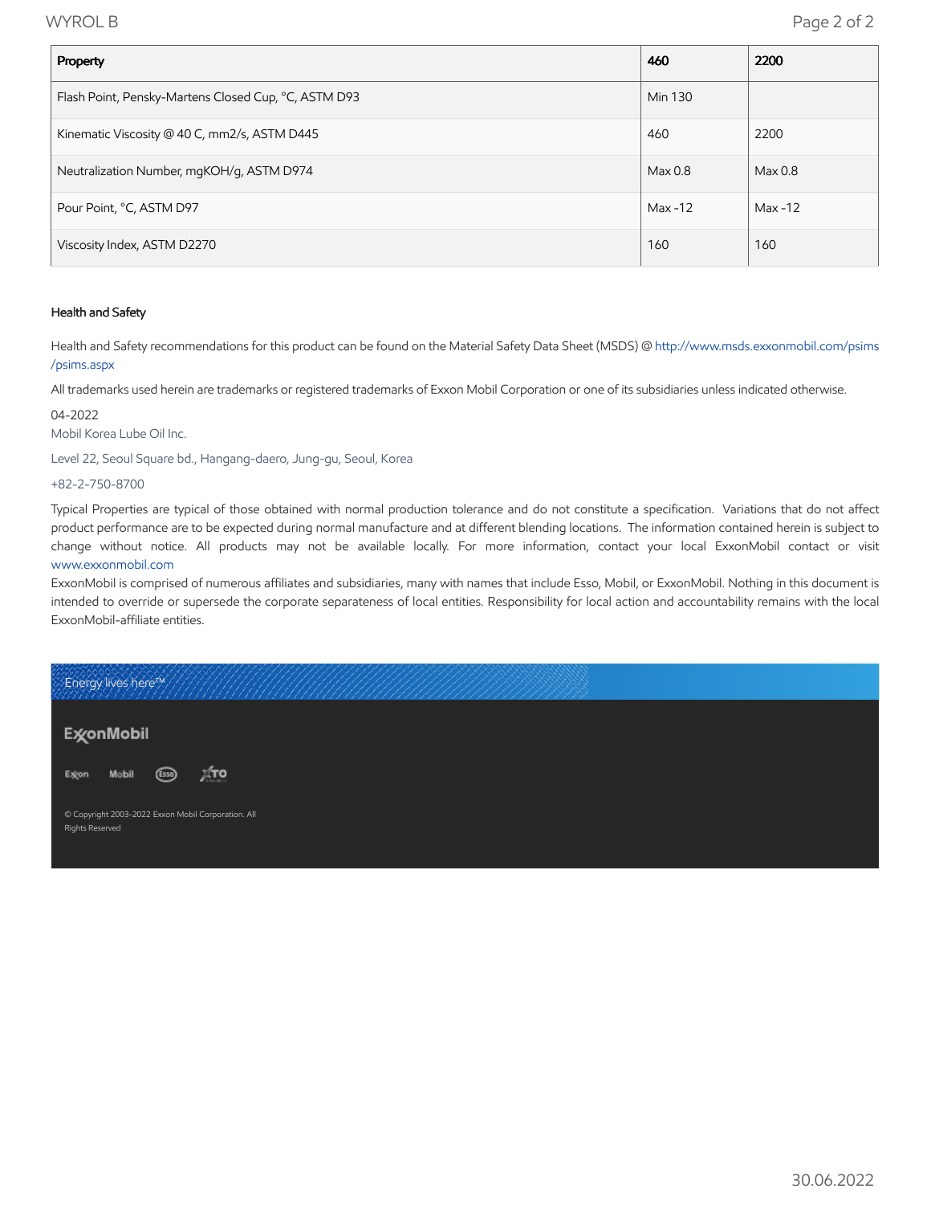| Property | 460 | 2200 |
|---|---|---|
| Flash Point, Pensky-Martens Closed Cup, °C, ASTM D93 | Min 130 | |
| Kinematic Viscosity @ 40 C, mm2/s, ASTM D445 | 460 | 2200 |
| Neutralization Number, mgKOH/g, ASTM D974 | Max 0.8 | Max 0.8 |
| Pour Point, °C, ASTM D97 | Max -12 | Max -12 |
| Viscosity Index, ASTM D2270 | 160 | 160 |

## Health and Safety

Health and Safety recommendations for this product can be found on the Material Safety Data Sheet (MSDS) @ http://www.msds.exxonmobil.com/psims/psims.aspx

All trademarks used herein are trademarks or registered trademarks of Exxon Mobil Corporation or one of its subsidiaries unless indicated otherwise.

04-2022

Mobil Korea Lube Oil Inc.

Level 22, Seoul Square bd., Hangang-daero, Jung-gu, Seoul, Korea

+82-2-750-8700

Typical Properties are typical of those obtained with normal production tolerance and do not constitute a specification. Variations that do not affect product performance are to be expected during normal manufacture and at different blending locations. The information contained herein is subject to change without notice. All products may not be available locally. For more information, contact your local ExxonMobil contact or visit www.exxonmobil.com

ExxonMobil is comprised of numerous affiliates and subsidiaries, many with names that include Esso, Mobil, or ExxonMobil. Nothing in this document is intended to override or supersede the corporate separateness of local entities. Responsibility for local action and accountability remains with the local ExxonMobil-affiliate entities.

Energy lives here™

ExxonMobil

Exxon Mobil Esso XTO

© Copyright 2003-2022 Exxon Mobil Corporation. All Rights Reserved